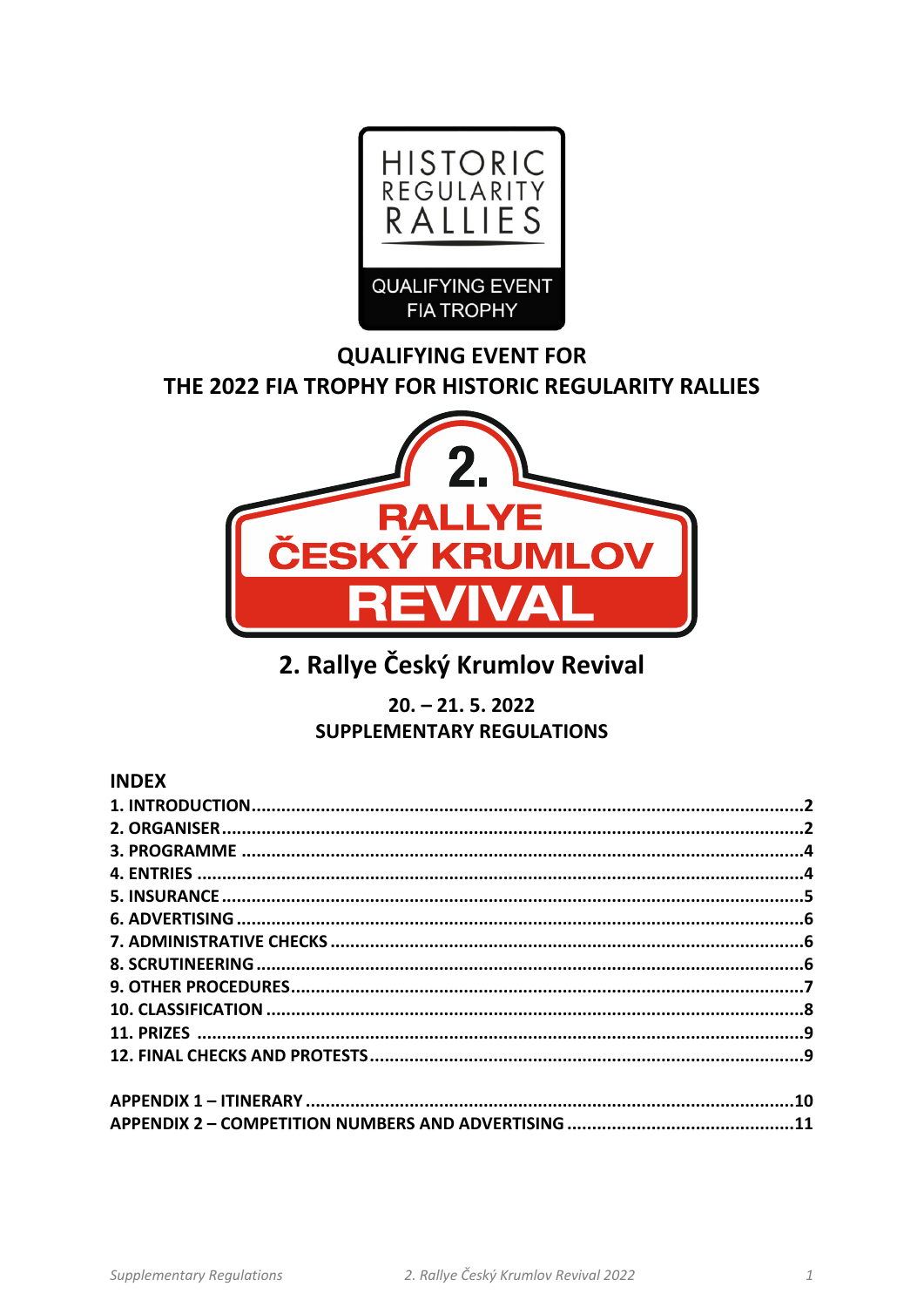HISTORIC REGULARITY RALLIES

QUALIFYING EVENT FIA TROPHY

**QUALIFYING EVENT FOR**
**THE 2022 FIA TROPHY FOR HISTORIC REGULARITY RALLIES**

2. RALLYE ČESKÝ KRUMLOV REVIVAL

# 2. Rallye Český Krumlov Revival

**20. – 21. 5. 2022**
**SUPPLEMENTARY REGULATIONS**

## INDEX

**1. INTRODUCTION ........................................ 2**
**2. ORGANISER ........................................ 2**
**3. PROGRAMME ........................................ 4**
**4. ENTRIES ........................................ 4**
**5. INSURANCE ........................................ 5**
**6. ADVERTISING ........................................ 6**
**7. ADMINISTRATIVE CHECKS ........................................ 6**
**8. SCRUTINEERING ........................................ 6**
**9. OTHER PROCEDURES ........................................ 7**
**10. CLASSIFICATION ........................................ 8**
**11. PRIZES ........................................ 9**
**12. FINAL CHECKS AND PROTESTS ........................................ 9**

**APPENDIX 1 – ITINERARY ........................................ 10**
**APPENDIX 2 – COMPETITION NUMBERS AND ADVERTISING ........................................ 11**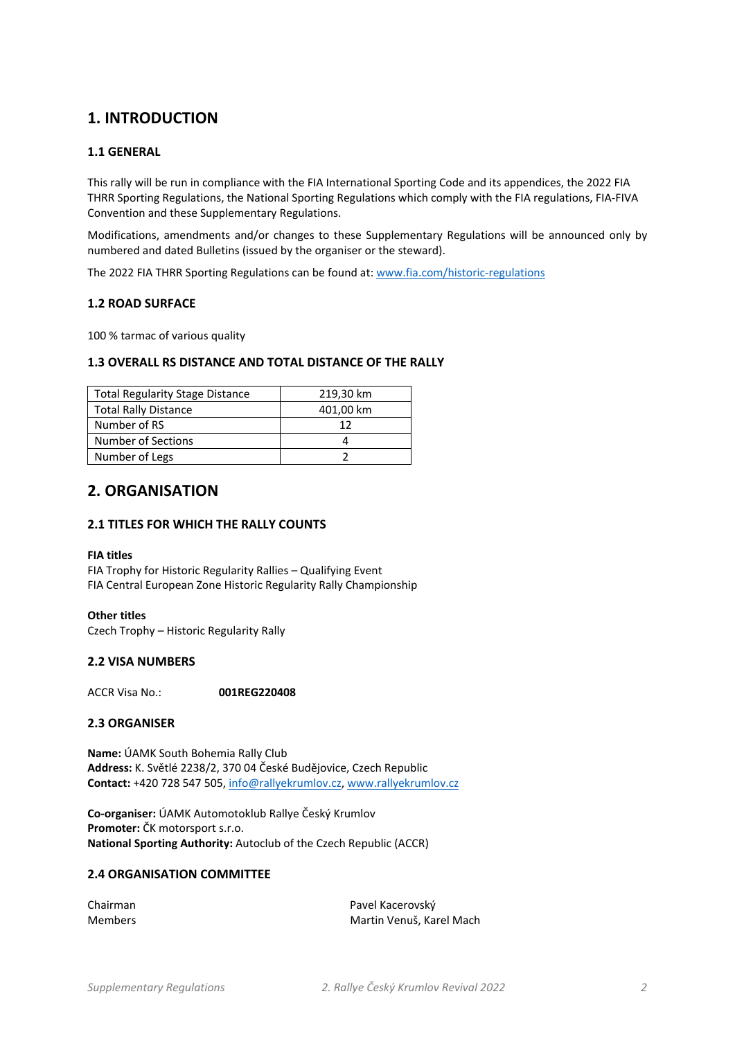# 1. INTRODUCTION

## 1.1 GENERAL

This rally will be run in compliance with the FIA International Sporting Code and its appendices, the 2022 FIA THRR Sporting Regulations, the National Sporting Regulations which comply with the FIA regulations, FIA-FIVA Convention and these Supplementary Regulations.

Modifications, amendments and/or changes to these Supplementary Regulations will be announced only by numbered and dated Bulletins (issued by the organiser or the steward).

The 2022 FIA THRR Sporting Regulations can be found at: www.fia.com/historic-regulations

## 1.2 ROAD SURFACE

100 % tarmac of various quality

## 1.3 OVERALL RS DISTANCE AND TOTAL DISTANCE OF THE RALLY

| | |
|---|---|
| Total Regularity Stage Distance | 219,30 km |
| Total Rally Distance | 401,00 km |
| Number of RS | 12 |
| Number of Sections | 4 |
| Number of Legs | 2 |

# 2. ORGANISATION

## 2.1 TITLES FOR WHICH THE RALLY COUNTS

**FIA titles**
FIA Trophy for Historic Regularity Rallies – Qualifying Event
FIA Central European Zone Historic Regularity Rally Championship

**Other titles**
Czech Trophy – Historic Regularity Rally

## 2.2 VISA NUMBERS

ACCR Visa No.: **001REG220408**

## 2.3 ORGANISER

**Name:** ÚAMK South Bohemia Rally Club
**Address:** K. Světlé 2238/2, 370 04 České Budějovice, Czech Republic
**Contact:** +420 728 547 505, info@rallyekrumlov.cz, www.rallyekrumlov.cz

**Co-organiser:** ÚAMK Automotoklub Rallye Český Krumlov
**Promoter:** ČK motorsport s.r.o.
**National Sporting Authority:** Autoclub of the Czech Republic (ACCR)

## 2.4 ORGANISATION COMMITTEE

| | |
|---|---|
| Chairman | Pavel Kacerovský |
| Members | Martin Venuš, Karel Mach |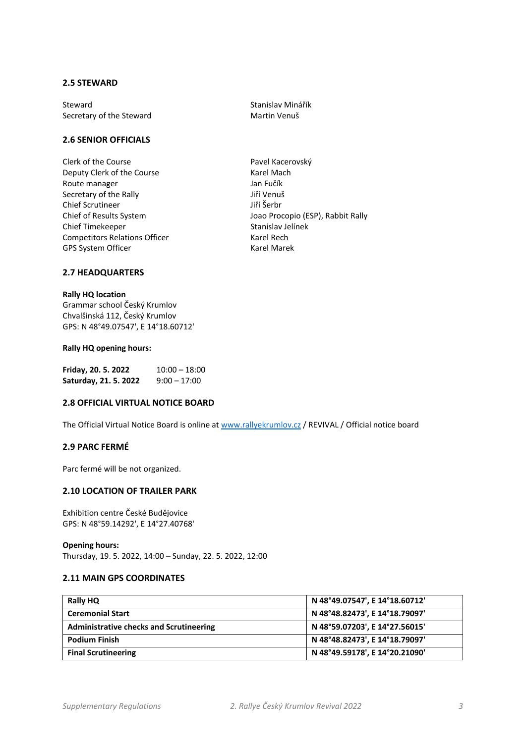### 2.5 STEWARD

| | |
|---|---|
| Steward | Stanislav Minářík |
| Secretary of the Steward | Martin Venuš |

### 2.6 SENIOR OFFICIALS

| | |
|---|---|
| Clerk of the Course | Pavel Kacerovský |
| Deputy Clerk of the Course | Karel Mach |
| Route manager | Jan Fučík |
| Secretary of the Rally | Jiří Venuš |
| Chief Scrutineer | Jiří Šerbr |
| Chief of Results System | Joao Procopio (ESP), Rabbit Rally |
| Chief Timekeeper | Stanislav Jelínek |
| Competitors Relations Officer | Karel Rech |
| GPS System Officer | Karel Marek |

### 2.7 HEADQUARTERS

**Rally HQ location**
Grammar school Český Krumlov
Chvalšinská 112, Český Krumlov
GPS: N 48°49.07547', E 14°18.60712'

**Rally HQ opening hours:**

| | |
|---|---|
| **Friday, 20. 5. 2022** | 10:00 – 18:00 |
| **Saturday, 21. 5. 2022** | 9:00 – 17:00 |

### 2.8 OFFICIAL VIRTUAL NOTICE BOARD

The Official Virtual Notice Board is online at www.rallyekrumlov.cz / REVIVAL / Official notice board

### 2.9 PARC FERMÉ

Parc fermé will be not organized.

### 2.10 LOCATION OF TRAILER PARK

Exhibition centre České Budějovice
GPS: N 48°59.14292', E 14°27.40768'

**Opening hours:**
Thursday, 19. 5. 2022, 14:00 – Sunday, 22. 5. 2022, 12:00

### 2.11 MAIN GPS COORDINATES

| | |
|---|---|
| **Rally HQ** | **N 48°49.07547', E 14°18.60712'** |
| **Ceremonial Start** | **N 48°48.82473', E 14°18.79097'** |
| **Administrative checks and Scrutineering** | **N 48°59.07203', E 14°27.56015'** |
| **Podium Finish** | **N 48°48.82473', E 14°18.79097'** |
| **Final Scrutineering** | **N 48°49.59178', E 14°20.21090'** |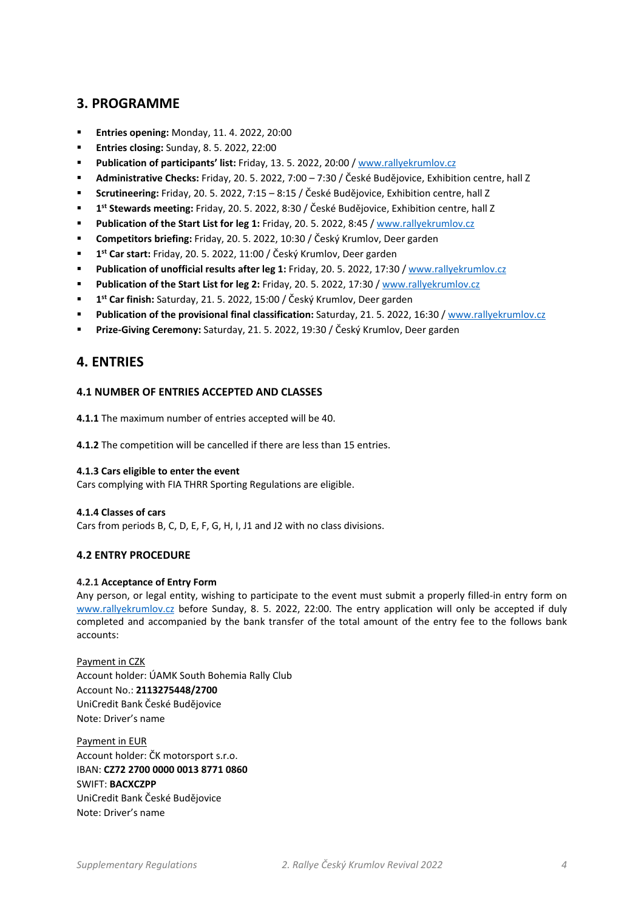## 3. PROGRAMME

- **Entries opening:** Monday, 11. 4. 2022, 20:00
- **Entries closing:** Sunday, 8. 5. 2022, 22:00
- **Publication of participants' list:** Friday, 13. 5. 2022, 20:00 / www.rallyekrumlov.cz
- **Administrative Checks:** Friday, 20. 5. 2022, 7:00 – 7:30 / České Budějovice, Exhibition centre, hall Z
- **Scrutineering:** Friday, 20. 5. 2022, 7:15 – 8:15 / České Budějovice, Exhibition centre, hall Z
- **1st Stewards meeting:** Friday, 20. 5. 2022, 8:30 / České Budějovice, Exhibition centre, hall Z
- **Publication of the Start List for leg 1:** Friday, 20. 5. 2022, 8:45 / www.rallyekrumlov.cz
- **Competitors briefing:** Friday, 20. 5. 2022, 10:30 / Český Krumlov, Deer garden
- **1st Car start:** Friday, 20. 5. 2022, 11:00 / Český Krumlov, Deer garden
- **Publication of unofficial results after leg 1:** Friday, 20. 5. 2022, 17:30 / www.rallyekrumlov.cz
- **Publication of the Start List for leg 2:** Friday, 20. 5. 2022, 17:30 / www.rallyekrumlov.cz
- **1st Car finish:** Saturday, 21. 5. 2022, 15:00 / Český Krumlov, Deer garden
- **Publication of the provisional final classification:** Saturday, 21. 5. 2022, 16:30 / www.rallyekrumlov.cz
- **Prize-Giving Ceremony:** Saturday, 21. 5. 2022, 19:30 / Český Krumlov, Deer garden

## 4. ENTRIES

### 4.1 NUMBER OF ENTRIES ACCEPTED AND CLASSES

**4.1.1** The maximum number of entries accepted will be 40.

**4.1.2** The competition will be cancelled if there are less than 15 entries.

**4.1.3 Cars eligible to enter the event**
Cars complying with FIA THRR Sporting Regulations are eligible.

**4.1.4 Classes of cars**
Cars from periods B, C, D, E, F, G, H, I, J1 and J2 with no class divisions.

### 4.2 ENTRY PROCEDURE

**4.2.1 Acceptance of Entry Form**
Any person, or legal entity, wishing to participate to the event must submit a properly filled-in entry form on www.rallyekrumlov.cz before Sunday, 8. 5. 2022, 22:00. The entry application will only be accepted if duly completed and accompanied by the bank transfer of the total amount of the entry fee to the follows bank accounts:

Payment in CZK
Account holder: ÚAMK South Bohemia Rally Club
Account No.: **2113275448/2700**
UniCredit Bank České Budějovice
Note: Driver's name

Payment in EUR
Account holder: ČK motorsport s.r.o.
IBAN: **CZ72 2700 0000 0013 8771 0860**
SWIFT: **BACXCZPP**
UniCredit Bank České Budějovice
Note: Driver's name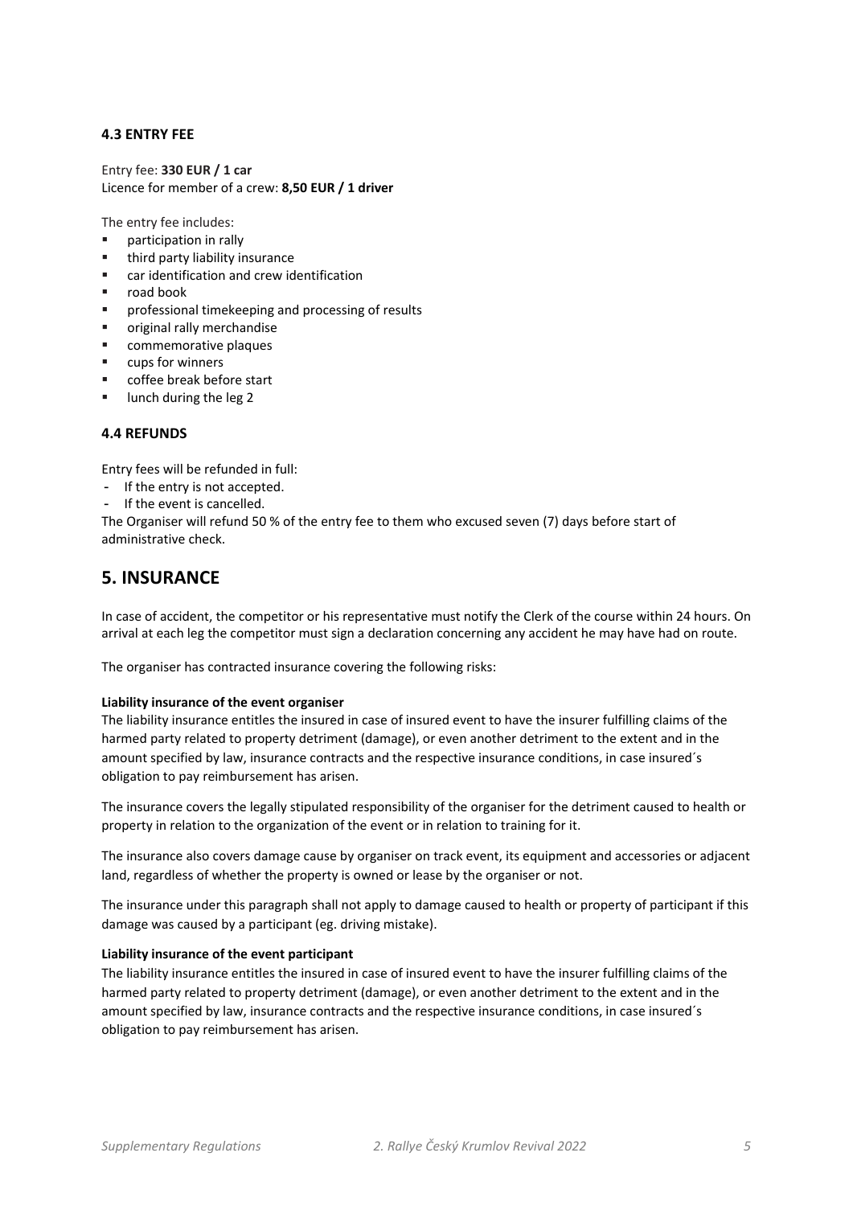### 4.3 ENTRY FEE

Entry fee: **330 EUR / 1 car**
Licence for member of a crew: **8,50 EUR / 1 driver**

The entry fee includes:

- participation in rally
- third party liability insurance
- car identification and crew identification
- road book
- professional timekeeping and processing of results
- original rally merchandise
- commemorative plaques
- cups for winners
- coffee break before start
- lunch during the leg 2

### 4.4 REFUNDS

Entry fees will be refunded in full:

- If the entry is not accepted.
- If the event is cancelled.

The Organiser will refund 50 % of the entry fee to them who excused seven (7) days before start of administrative check.

## 5. INSURANCE

In case of accident, the competitor or his representative must notify the Clerk of the course within 24 hours. On arrival at each leg the competitor must sign a declaration concerning any accident he may have had on route.

The organiser has contracted insurance covering the following risks:

**Liability insurance of the event organiser**
The liability insurance entitles the insured in case of insured event to have the insurer fulfilling claims of the harmed party related to property detriment (damage), or even another detriment to the extent and in the amount specified by law, insurance contracts and the respective insurance conditions, in case insured´s obligation to pay reimbursement has arisen.

The insurance covers the legally stipulated responsibility of the organiser for the detriment caused to health or property in relation to the organization of the event or in relation to training for it.

The insurance also covers damage cause by organiser on track event, its equipment and accessories or adjacent land, regardless of whether the property is owned or lease by the organiser or not.

The insurance under this paragraph shall not apply to damage caused to health or property of participant if this damage was caused by a participant (eg. driving mistake).

**Liability insurance of the event participant**
The liability insurance entitles the insured in case of insured event to have the insurer fulfilling claims of the harmed party related to property detriment (damage), or even another detriment to the extent and in the amount specified by law, insurance contracts and the respective insurance conditions, in case insured´s obligation to pay reimbursement has arisen.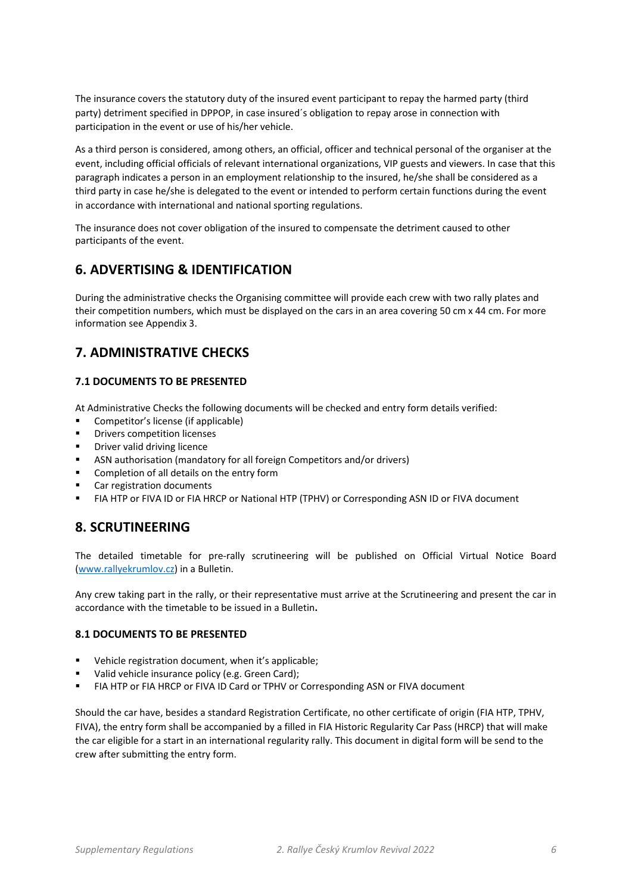The insurance covers the statutory duty of the insured event participant to repay the harmed party (third party) detriment specified in DPPOP, in case insured´s obligation to repay arose in connection with participation in the event or use of his/her vehicle.

As a third person is considered, among others, an official, officer and technical personal of the organiser at the event, including official officials of relevant international organizations, VIP guests and viewers. In case that this paragraph indicates a person in an employment relationship to the insured, he/she shall be considered as a third party in case he/she is delegated to the event or intended to perform certain functions during the event in accordance with international and national sporting regulations.

The insurance does not cover obligation of the insured to compensate the detriment caused to other participants of the event.

## 6. ADVERTISING & IDENTIFICATION

During the administrative checks the Organising committee will provide each crew with two rally plates and their competition numbers, which must be displayed on the cars in an area covering 50 cm x 44 cm. For more information see Appendix 3.

## 7. ADMINISTRATIVE CHECKS

### 7.1 DOCUMENTS TO BE PRESENTED

At Administrative Checks the following documents will be checked and entry form details verified:

- Competitor's license (if applicable)
- Drivers competition licenses
- Driver valid driving licence
- ASN authorisation (mandatory for all foreign Competitors and/or drivers)
- Completion of all details on the entry form
- Car registration documents
- FIA HTP or FIVA ID or FIA HRCP or National HTP (TPHV) or Corresponding ASN ID or FIVA document

## 8. SCRUTINEERING

The detailed timetable for pre-rally scrutineering will be published on Official Virtual Notice Board (www.rallyekrumlov.cz) in a Bulletin.

Any crew taking part in the rally, or their representative must arrive at the Scrutineering and present the car in accordance with the timetable to be issued in a Bulletin**.**

### 8.1 DOCUMENTS TO BE PRESENTED

- Vehicle registration document, when it's applicable;
- Valid vehicle insurance policy (e.g. Green Card);
- FIA HTP or FIA HRCP or FIVA ID Card or TPHV or Corresponding ASN or FIVA document

Should the car have, besides a standard Registration Certificate, no other certificate of origin (FIA HTP, TPHV, FIVA), the entry form shall be accompanied by a filled in FIA Historic Regularity Car Pass (HRCP) that will make the car eligible for a start in an international regularity rally. This document in digital form will be send to the crew after submitting the entry form.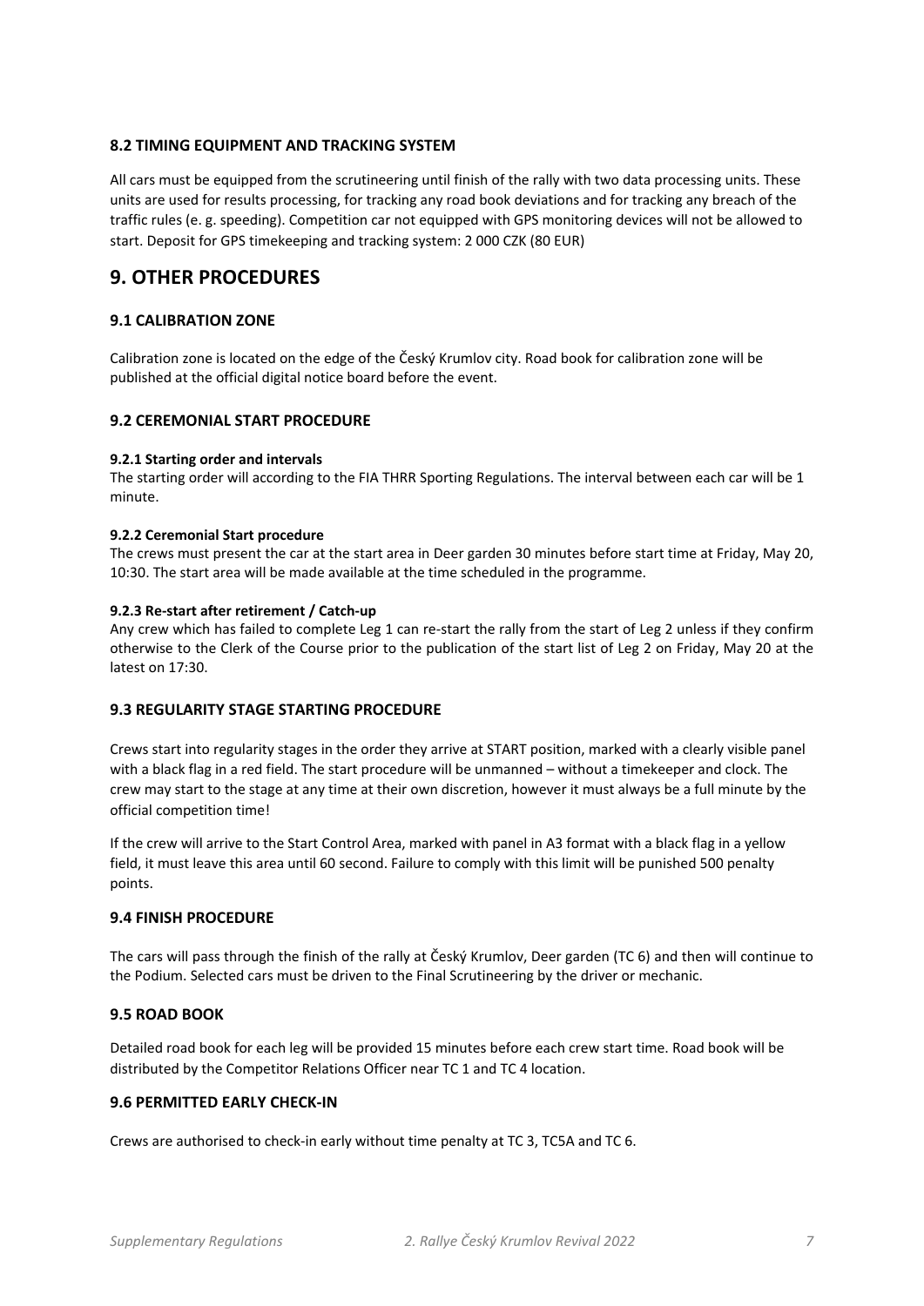### 8.2 TIMING EQUIPMENT AND TRACKING SYSTEM

All cars must be equipped from the scrutineering until finish of the rally with two data processing units. These units are used for results processing, for tracking any road book deviations and for tracking any breach of the traffic rules (e. g. speeding). Competition car not equipped with GPS monitoring devices will not be allowed to start. Deposit for GPS timekeeping and tracking system: 2 000 CZK (80 EUR)

## 9. OTHER PROCEDURES

### 9.1 CALIBRATION ZONE

Calibration zone is located on the edge of the Český Krumlov city. Road book for calibration zone will be published at the official digital notice board before the event.

### 9.2 CEREMONIAL START PROCEDURE

**9.2.1 Starting order and intervals**

The starting order will according to the FIA THRR Sporting Regulations. The interval between each car will be 1 minute.

**9.2.2 Ceremonial Start procedure**

The crews must present the car at the start area in Deer garden 30 minutes before start time at Friday, May 20, 10:30. The start area will be made available at the time scheduled in the programme.

**9.2.3 Re-start after retirement / Catch-up**

Any crew which has failed to complete Leg 1 can re-start the rally from the start of Leg 2 unless if they confirm otherwise to the Clerk of the Course prior to the publication of the start list of Leg 2 on Friday, May 20 at the latest on 17:30.

### 9.3 REGULARITY STAGE STARTING PROCEDURE

Crews start into regularity stages in the order they arrive at START position, marked with a clearly visible panel with a black flag in a red field. The start procedure will be unmanned – without a timekeeper and clock. The crew may start to the stage at any time at their own discretion, however it must always be a full minute by the official competition time!

If the crew will arrive to the Start Control Area, marked with panel in A3 format with a black flag in a yellow field, it must leave this area until 60 second. Failure to comply with this limit will be punished 500 penalty points.

### 9.4 FINISH PROCEDURE

The cars will pass through the finish of the rally at Český Krumlov, Deer garden (TC 6) and then will continue to the Podium. Selected cars must be driven to the Final Scrutineering by the driver or mechanic.

### 9.5 ROAD BOOK

Detailed road book for each leg will be provided 15 minutes before each crew start time. Road book will be distributed by the Competitor Relations Officer near TC 1 and TC 4 location.

### 9.6 PERMITTED EARLY CHECK-IN

Crews are authorised to check-in early without time penalty at TC 3, TC5A and TC 6.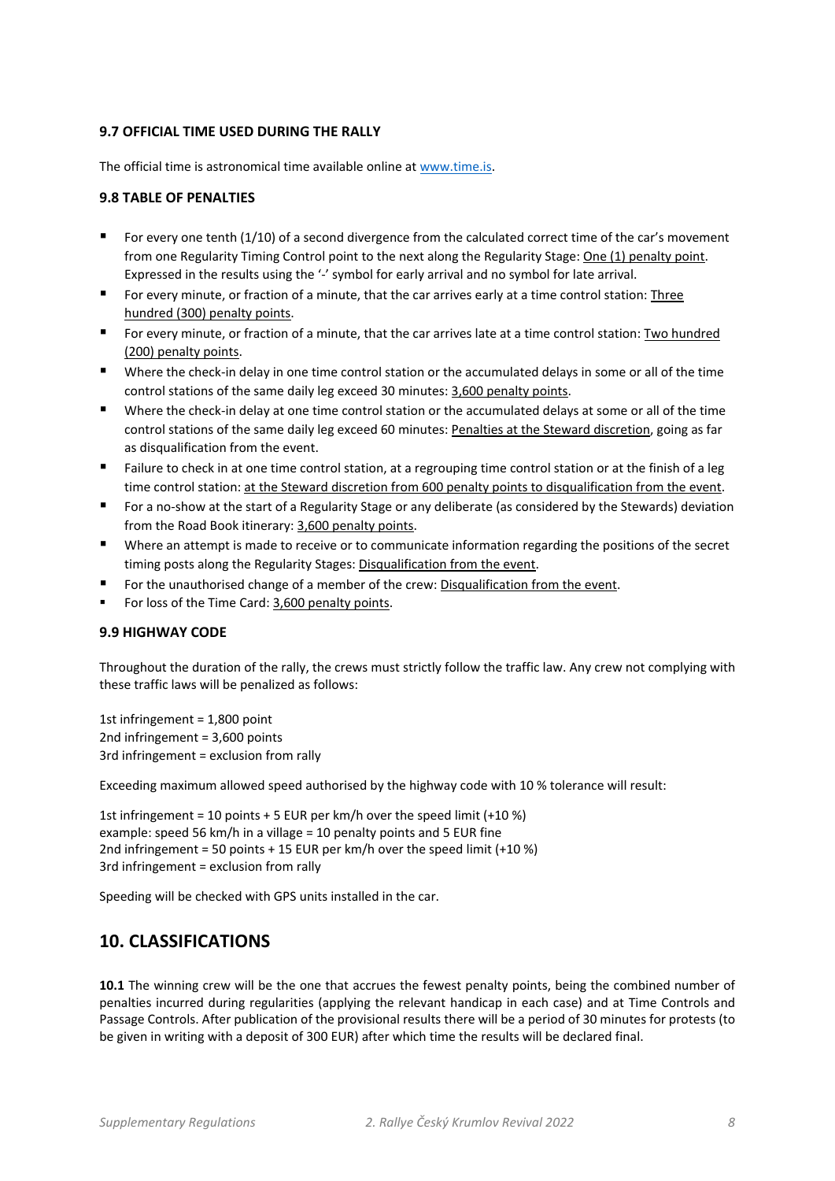### 9.7 OFFICIAL TIME USED DURING THE RALLY

The official time is astronomical time available online at [www.time.is](www.time.is).

### 9.8 TABLE OF PENALTIES

- For every one tenth (1/10) of a second divergence from the calculated correct time of the car's movement from one Regularity Timing Control point to the next along the Regularity Stage: One (1) penalty point. Expressed in the results using the '-' symbol for early arrival and no symbol for late arrival.
- For every minute, or fraction of a minute, that the car arrives early at a time control station: Three hundred (300) penalty points.
- For every minute, or fraction of a minute, that the car arrives late at a time control station: Two hundred (200) penalty points.
- Where the check-in delay in one time control station or the accumulated delays in some or all of the time control stations of the same daily leg exceed 30 minutes: 3,600 penalty points.
- Where the check-in delay at one time control station or the accumulated delays at some or all of the time control stations of the same daily leg exceed 60 minutes: Penalties at the Steward discretion, going as far as disqualification from the event.
- Failure to check in at one time control station, at a regrouping time control station or at the finish of a leg time control station: at the Steward discretion from 600 penalty points to disqualification from the event.
- For a no-show at the start of a Regularity Stage or any deliberate (as considered by the Stewards) deviation from the Road Book itinerary: 3,600 penalty points.
- Where an attempt is made to receive or to communicate information regarding the positions of the secret timing posts along the Regularity Stages: Disqualification from the event.
- For the unauthorised change of a member of the crew: Disqualification from the event.
- For loss of the Time Card: 3,600 penalty points.

### 9.9 HIGHWAY CODE

Throughout the duration of the rally, the crews must strictly follow the traffic law. Any crew not complying with these traffic laws will be penalized as follows:

1st infringement = 1,800 point
2nd infringement = 3,600 points
3rd infringement = exclusion from rally

Exceeding maximum allowed speed authorised by the highway code with 10 % tolerance will result:

1st infringement = 10 points + 5 EUR per km/h over the speed limit (+10 %)
example: speed 56 km/h in a village = 10 penalty points and 5 EUR fine
2nd infringement = 50 points + 15 EUR per km/h over the speed limit (+10 %)
3rd infringement = exclusion from rally

Speeding will be checked with GPS units installed in the car.

## 10. CLASSIFICATIONS

**10.1** The winning crew will be the one that accrues the fewest penalty points, being the combined number of penalties incurred during regularities (applying the relevant handicap in each case) and at Time Controls and Passage Controls. After publication of the provisional results there will be a period of 30 minutes for protests (to be given in writing with a deposit of 300 EUR) after which time the results will be declared final.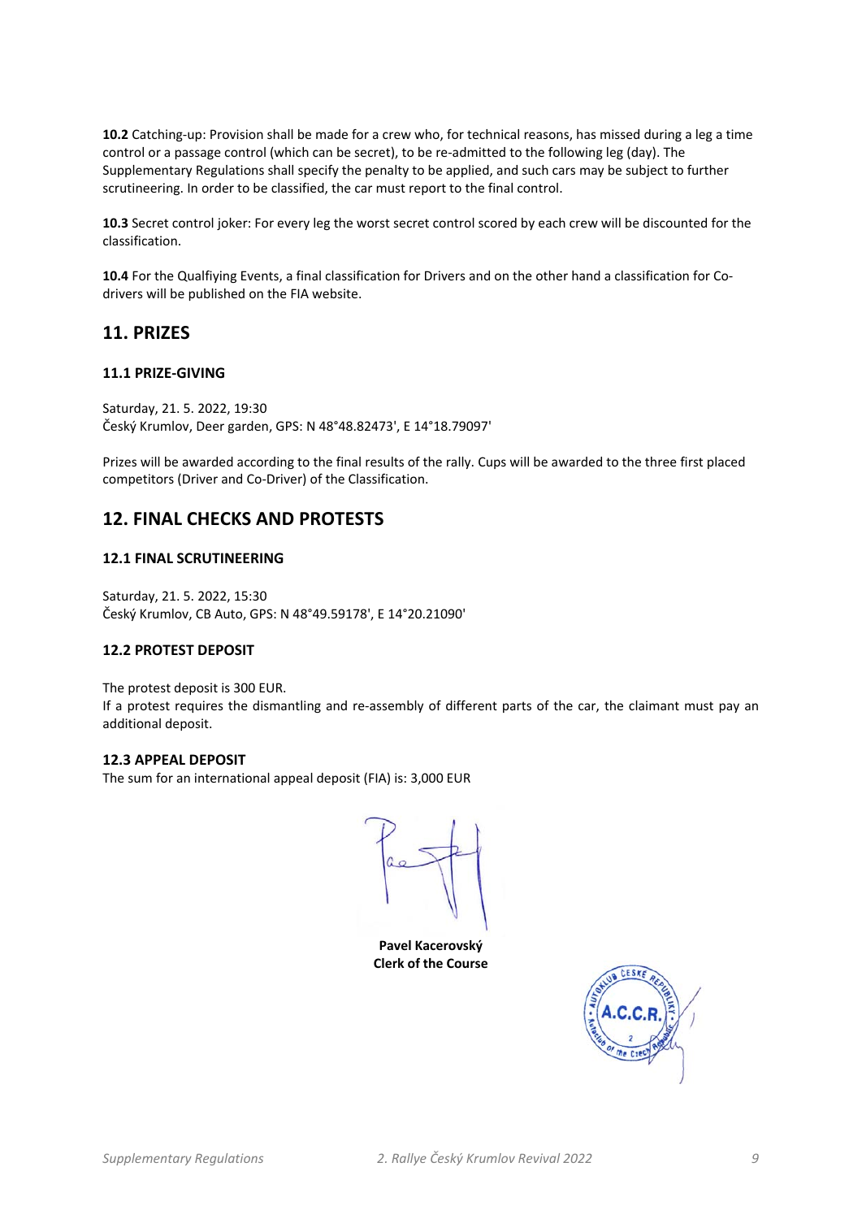**10.2** Catching-up: Provision shall be made for a crew who, for technical reasons, has missed during a leg a time control or a passage control (which can be secret), to be re-admitted to the following leg (day). The Supplementary Regulations shall specify the penalty to be applied, and such cars may be subject to further scrutineering. In order to be classified, the car must report to the final control.

**10.3** Secret control joker: For every leg the worst secret control scored by each crew will be discounted for the classification.

**10.4** For the Qualfiying Events, a final classification for Drivers and on the other hand a classification for Co-drivers will be published on the FIA website.

## 11. PRIZES

### 11.1 PRIZE-GIVING

Saturday, 21. 5. 2022, 19:30
Český Krumlov, Deer garden, GPS: N 48°48.82473', E 14°18.79097'

Prizes will be awarded according to the final results of the rally. Cups will be awarded to the three first placed competitors (Driver and Co-Driver) of the Classification.

## 12. FINAL CHECKS AND PROTESTS

### 12.1 FINAL SCRUTINEERING

Saturday, 21. 5. 2022, 15:30
Český Krumlov, CB Auto, GPS: N 48°49.59178', E 14°20.21090'

### 12.2 PROTEST DEPOSIT

The protest deposit is 300 EUR.
If a protest requires the dismantling and re-assembly of different parts of the car, the claimant must pay an additional deposit.

### 12.3 APPEAL DEPOSIT

The sum for an international appeal deposit (FIA) is: 3,000 EUR

**Pavel Kacerovský**
**Clerk of the Course**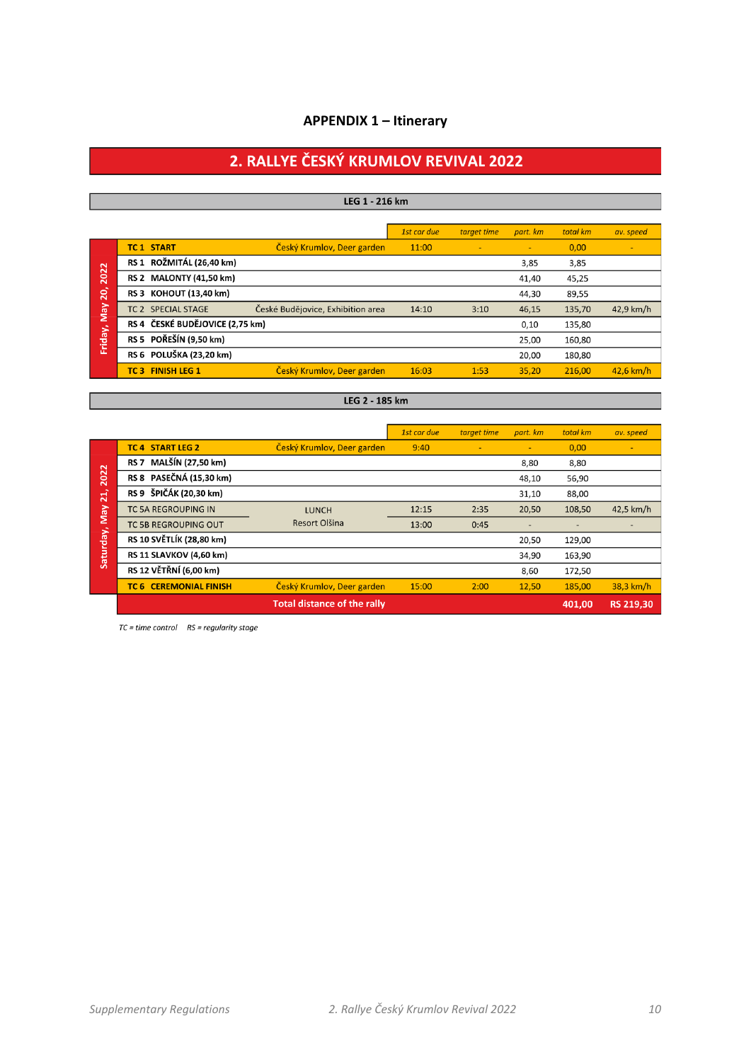# APPENDIX 1 – Itinerary

## 2. RALLYE ČESKÝ KRUMLOV REVIVAL 2022

### LEG 1 - 216 km

| Day | Control | Location | 1st car due | target time | part. km | total km | av. speed |
|---|---|---|---|---|---|---|---|
| Friday, May 20, 2022 | **TC 1 START** | Český Krumlov, Deer garden | 11:00 | - | - | 0,00 | - |
| | **RS 1 ROŽMITÁL (26,40 km)** | | | | 3,85 | 3,85 | |
| | **RS 2 MALONTY (41,50 km)** | | | | 41,40 | 45,25 | |
| | **RS 3 KOHOUT (13,40 km)** | | | | 44,30 | 89,55 | |
| | TC 2 SPECIAL STAGE | České Budějovice, Exhibition area | 14:10 | 3:10 | 46,15 | 135,70 | 42,9 km/h |
| | **RS 4 ČESKÉ BUDĚJOVICE (2,75 km)** | | | | 0,10 | 135,80 | |
| | **RS 5 POŘEŠÍN (9,50 km)** | | | | 25,00 | 160,80 | |
| | **RS 6 POLUŠKA (23,20 km)** | | | | 20,00 | 180,80 | |
| | **TC 3 FINISH LEG 1** | Český Krumlov, Deer garden | 16:03 | 1:53 | 35,20 | 216,00 | 42,6 km/h |

### LEG 2 - 185 km

| Day | Control | Location | 1st car due | target time | part. km | total km | av. speed |
|---|---|---|---|---|---|---|---|
| Saturday, May 21, 2022 | **TC 4 START LEG 2** | Český Krumlov, Deer garden | 9:40 | - | - | 0,00 | - |
| | **RS 7 MALŠÍN (27,50 km)** | | | | 8,80 | 8,80 | |
| | **RS 8 PASEČNÁ (15,30 km)** | | | | 48,10 | 56,90 | |
| | **RS 9 ŠPIČÁK (20,30 km)** | | | | 31,10 | 88,00 | |
| | TC 5A REGROUPING IN | LUNCH | 12:15 | 2:35 | 20,50 | 108,50 | 42,5 km/h |
| | TC 5B REGROUPING OUT | Resort Olšina | 13:00 | 0:45 | - | - | - |
| | **RS 10 SVĚTLÍK (28,80 km)** | | | | 20,50 | 129,00 | |
| | **RS 11 SLAVKOV (4,60 km)** | | | | 34,90 | 163,90 | |
| | **RS 12 VĚTRNÍ (6,00 km)** | | | | 8,60 | 172,50 | |
| | **TC 6 CEREMONIAL FINISH** | Český Krumlov, Deer garden | 15:00 | 2:00 | 12,50 | 185,00 | 38,3 km/h |
| | **Total distance of the rally** | | | | | **401,00** | **RS 219,30** |

*TC = time control RS = regularity stage*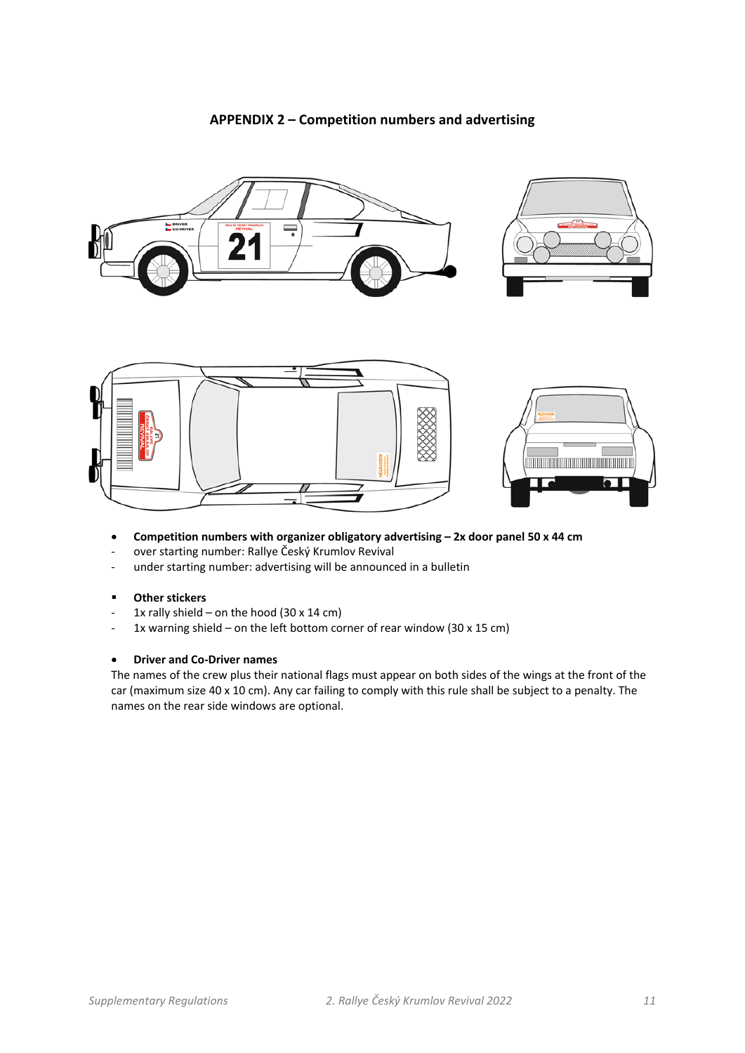## APPENDIX 2 – Competition numbers and advertising

- **Competition numbers with organizer obligatory advertising – 2x door panel 50 x 44 cm**
- over starting number: Rallye Český Krumlov Revival
- under starting number: advertising will be announced in a bulletin

- **Other stickers**
- 1x rally shield – on the hood (30 x 14 cm)
- 1x warning shield – on the left bottom corner of rear window (30 x 15 cm)

- **Driver and Co-Driver names**

The names of the crew plus their national flags must appear on both sides of the wings at the front of the car (maximum size 40 x 10 cm). Any car failing to comply with this rule shall be subject to a penalty. The names on the rear side windows are optional.